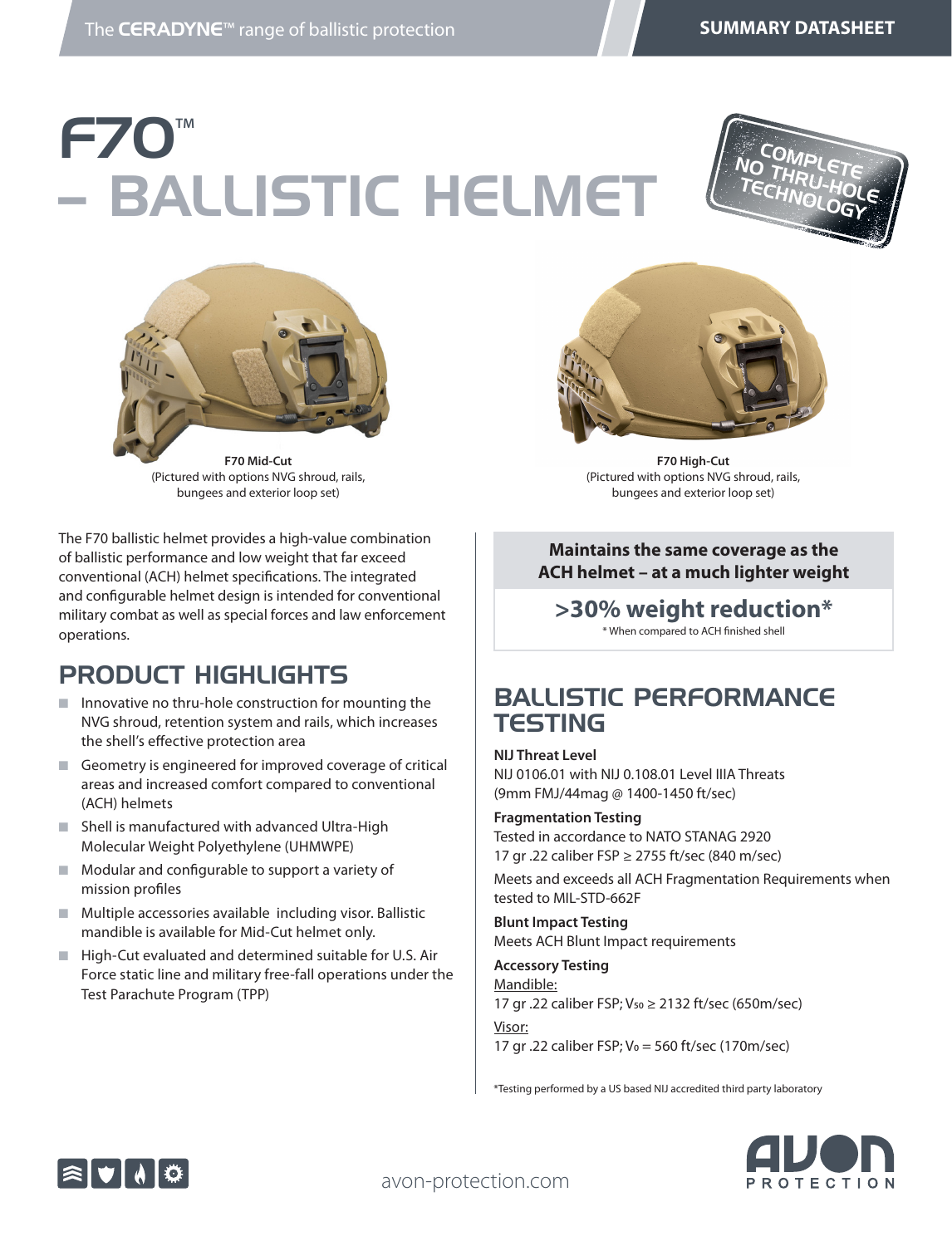The CERADYNE™ range of ballistic protection

SUMMARY DATASHEET

# F70™ – BALLISTIC HELMET

COMPLETE NO THRU-HOLE TECHNOLOGY

**F70 Mid-Cut**
(Pictured with options NVG shroud, rails, bungees and exterior loop set)

**F70 High-Cut**
(Pictured with options NVG shroud, rails, bungees and exterior loop set)

The F70 ballistic helmet provides a high-value combination of ballistic performance and low weight that far exceed conventional (ACH) helmet specifications. The integrated and configurable helmet design is intended for conventional military combat as well as special forces and law enforcement operations.

## PRODUCT HIGHLIGHTS

- Innovative no thru-hole construction for mounting the NVG shroud, retention system and rails, which increases the shell's effective protection area
- Geometry is engineered for improved coverage of critical areas and increased comfort compared to conventional (ACH) helmets
- Shell is manufactured with advanced Ultra-High Molecular Weight Polyethylene (UHMWPE)
- Modular and configurable to support a variety of mission profiles
- Multiple accessories available including visor. Ballistic mandible is available for Mid-Cut helmet only.
- High-Cut evaluated and determined suitable for U.S. Air Force static line and military free-fall operations under the Test Parachute Program (TPP)

**Maintains the same coverage as the ACH helmet – at a much lighter weight**

**>30% weight reduction***
* When compared to ACH finished shell

## BALLISTIC PERFORMANCE TESTING

**NIJ Threat Level**
NIJ 0106.01 with NIJ 0.108.01 Level IIIA Threats (9mm FMJ/44mag @ 1400-1450 ft/sec)

**Fragmentation Testing**
Tested in accordance to NATO STANAG 2920
17 gr .22 caliber FSP ≥ 2755 ft/sec (840 m/sec)

Meets and exceeds all ACH Fragmentation Requirements when tested to MIL-STD-662F

**Blunt Impact Testing**
Meets ACH Blunt Impact requirements

**Accessory Testing**
Mandible:
17 gr .22 caliber FSP; $V_{50}$ ≥ 2132 ft/sec (650m/sec)

Visor:
17 gr .22 caliber FSP; $V_0$ = 560 ft/sec (170m/sec)

*Testing performed by a US based NIJ accredited third party laboratory

avon-protection.com

AVON PROTECTION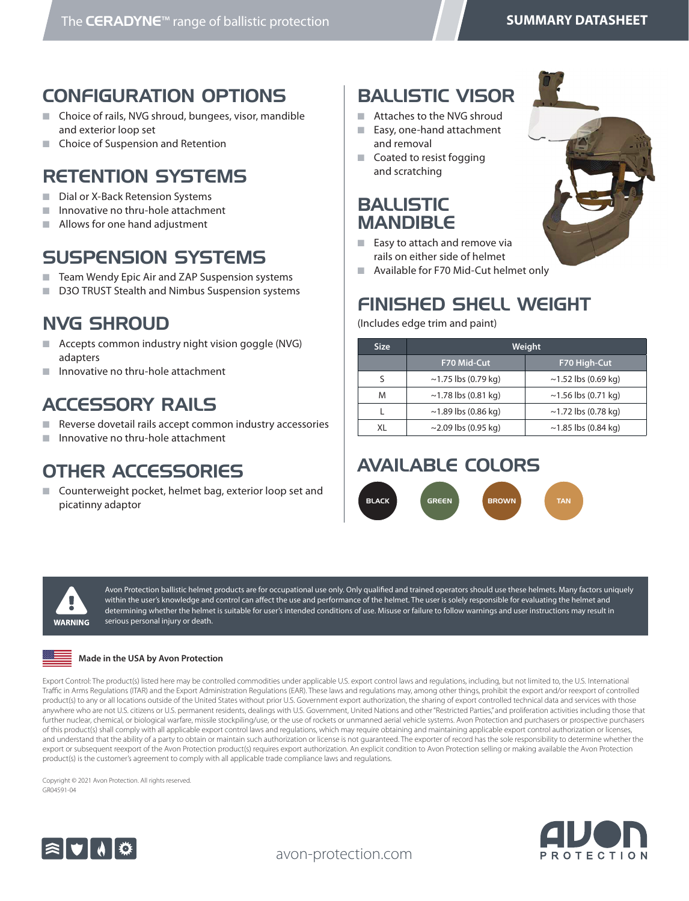## CONFIGURATION OPTIONS

- Choice of rails, NVG shroud, bungees, visor, mandible and exterior loop set
- Choice of Suspension and Retention

## RETENTION SYSTEMS

- Dial or X-Back Retension Systems
- Innovative no thru-hole attachment
- Allows for one hand adjustment

## SUSPENSION SYSTEMS

- Team Wendy Epic Air and ZAP Suspension systems
- D3O TRUST Stealth and Nimbus Suspension systems

## NVG SHROUD

- Accepts common industry night vision goggle (NVG) adapters
- Innovative no thru-hole attachment

## ACCESSORY RAILS

- Reverse dovetail rails accept common industry accessories
- Innovative no thru-hole attachment

## OTHER ACCESSORIES

- Counterweight pocket, helmet bag, exterior loop set and picatinny adaptor

## BALLISTIC VISOR

- Attaches to the NVG shroud
- Easy, one-hand attachment and removal
- Coated to resist fogging and scratching

## BALLISTIC MANDIBLE

- Easy to attach and remove via rails on either side of helmet
- Available for F70 Mid-Cut helmet only

## FINISHED SHELL WEIGHT

(Includes edge trim and paint)

| Size | Weight | |
|---|---|---|
| | F70 Mid-Cut | F70 High-Cut |
| S | ~1.75 lbs (0.79 kg) | ~1.52 lbs (0.69 kg) |
| M | ~1.78 lbs (0.81 kg) | ~1.56 lbs (0.71 kg) |
| L | ~1.89 lbs (0.86 kg) | ~1.72 lbs (0.78 kg) |
| XL | ~2.09 lbs (0.95 kg) | ~1.85 lbs (0.84 kg) |

## AVAILABLE COLORS

BLACK GREEN BROWN TAN

**WARNING**

Avon Protection ballistic helmet products are for occupational use only. Only qualified and trained operators should use these helmets. Many factors uniquely within the user's knowledge and control can affect the use and performance of the helmet. The user is solely responsible for evaluating the helmet and determining whether the helmet is suitable for user's intended conditions of use. Misuse or failure to follow warnings and user instructions may result in serious personal injury or death.

**Made in the USA by Avon Protection**

Export Control: The product(s) listed here may be controlled commodities under applicable U.S. export control laws and regulations, including, but not limited to, the U.S. International Traffic in Arms Regulations (ITAR) and the Export Administration Regulations (EAR). These laws and regulations may, among other things, prohibit the export and/or reexport of controlled product(s) to any or all locations outside of the United States without prior U.S. Government export authorization, the sharing of export controlled technical data and services with those anywhere who are not U.S. citizens or U.S. permanent residents, dealings with U.S. Government, United Nations and other "Restricted Parties," and proliferation activities including those that further nuclear, chemical, or biological warfare, missile stockpiling/use, or the use of rockets or unmanned aerial vehicle systems. Avon Protection and purchasers or prospective purchasers of this product(s) shall comply with all applicable export control laws and regulations, which may require obtaining and maintaining applicable export control authorization or licenses, and understand that the ability of a party to obtain or maintain such authorization or license is not guaranteed. The exporter of record has the sole responsibility to determine whether the export or subsequent reexport of the Avon Protection product(s) requires export authorization. An explicit condition to Avon Protection selling or making available the Avon Protection product(s) is the customer's agreement to comply with all applicable trade compliance laws and regulations.

Copyright © 2021 Avon Protection. All rights reserved.
GR04591-04

avon-protection.com